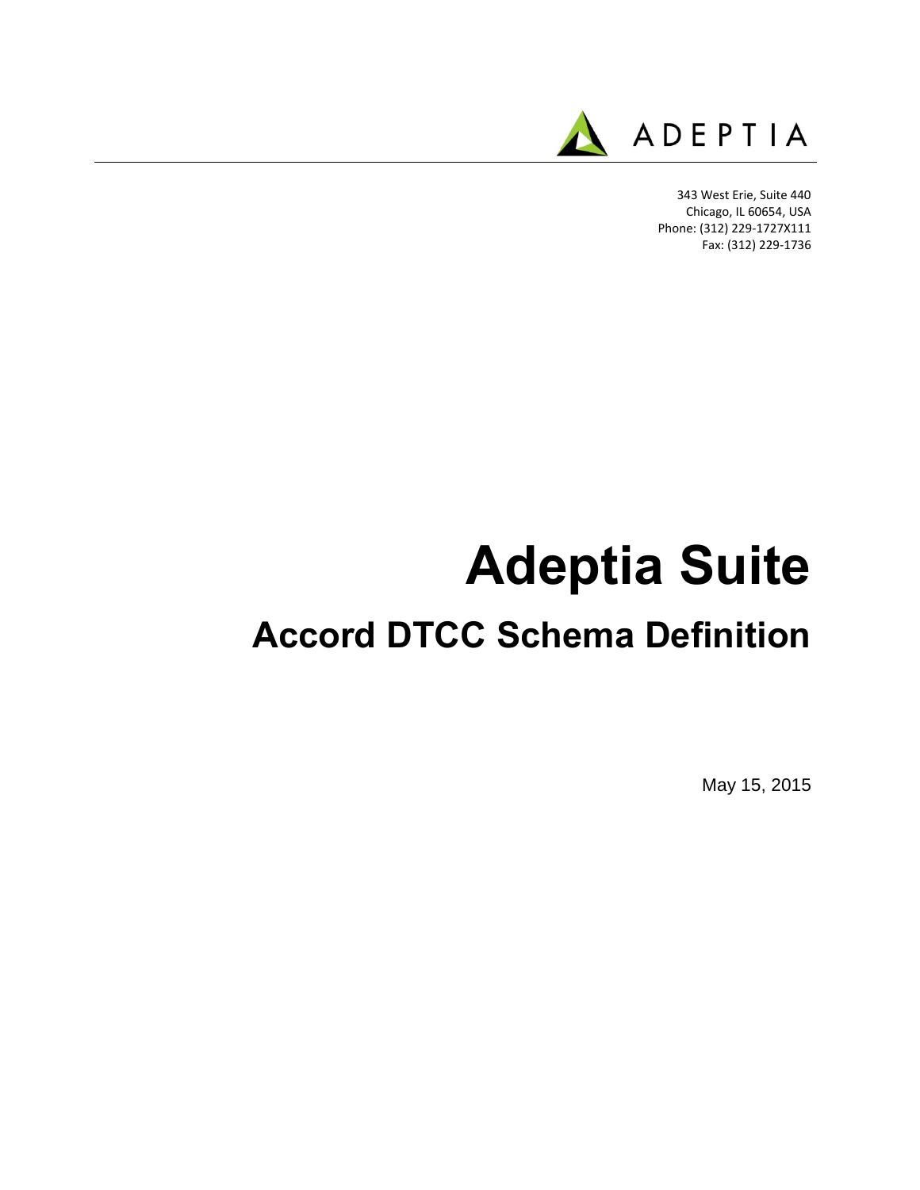ADEPTIA

343 West Erie, Suite 440
Chicago, IL 60654, USA
Phone: (312) 229-1727X111
Fax: (312) 229-1736

# Adeptia Suite

## Accord DTCC Schema Definition

May 15, 2015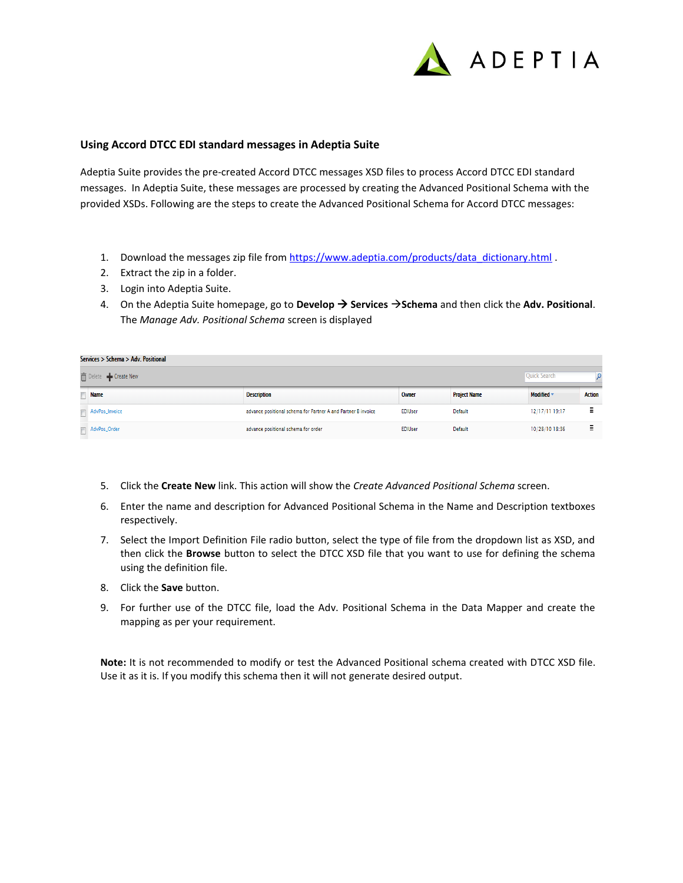## Using Accord DTCC EDI standard messages in Adeptia Suite

Adeptia Suite provides the pre-created Accord DTCC messages XSD files to process Accord DTCC EDI standard messages. In Adeptia Suite, these messages are processed by creating the Advanced Positional Schema with the provided XSDs. Following are the steps to create the Advanced Positional Schema for Accord DTCC messages:

1. Download the messages zip file from https://www.adeptia.com/products/data_dictionary.html .
2. Extract the zip in a folder.
3. Login into Adeptia Suite.
4. On the Adeptia Suite homepage, go to **Develop → Services →Schema** and then click the **Adv. Positional**. The *Manage Adv. Positional Schema* screen is displayed

Services > Schema > Adv. Positional

Delete  Create New  Quick Search

| | Name | Description | Owner | Project Name | Modified | Action |
|---|---|---|---|---|---|---|
| | AdvPos_Invoice | advance positional schema for Partner A and Partner B invoice | EDIUser | Default | 12/17/11 19:17 | |
| | AdvPos_Order | advance positional schema for order | EDIUser | Default | 10/28/10 18:36 | |

5. Click the **Create New** link. This action will show the *Create Advanced Positional Schema* screen.
6. Enter the name and description for Advanced Positional Schema in the Name and Description textboxes respectively.
7. Select the Import Definition File radio button, select the type of file from the dropdown list as XSD, and then click the **Browse** button to select the DTCC XSD file that you want to use for defining the schema using the definition file.
8. Click the **Save** button.
9. For further use of the DTCC file, load the Adv. Positional Schema in the Data Mapper and create the mapping as per your requirement.

**Note:** It is not recommended to modify or test the Advanced Positional schema created with DTCC XSD file. Use it as it is. If you modify this schema then it will not generate desired output.